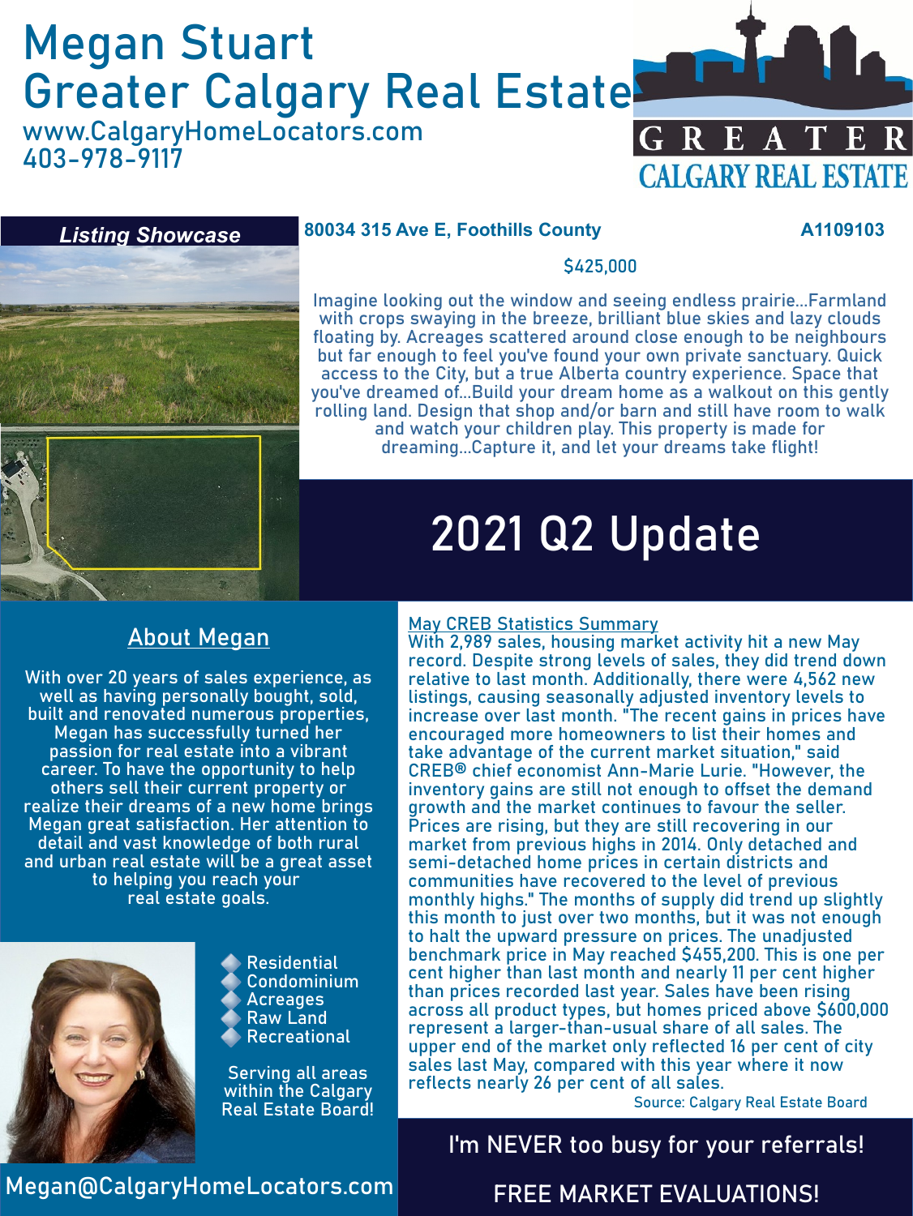# Megan Stuart
# Greater Calgary Real Estate

www.CalgaryHomeLocators.com
403-978-9117

GREATER CALGARY REAL ESTATE

***Listing Showcase***

**80034 315 Ave E, Foothills County** **A1109103**

$425,000

Imagine looking out the window and seeing endless prairie...Farmland with crops swaying in the breeze, brilliant blue skies and lazy clouds floating by. Acreages scattered around close enough to be neighbours but far enough to feel you've found your own private sanctuary. Quick access to the City, but a true Alberta country experience. Space that you've dreamed of...Build your dream home as a walkout on this gently rolling land. Design that shop and/or barn and still have room to walk and watch your children play. This property is made for dreaming...Capture it, and let your dreams take flight!

## 2021 Q2 Update

### About Megan

With over 20 years of sales experience, as well as having personally bought, sold, built and renovated numerous properties, Megan has successfully turned her passion for real estate into a vibrant career. To have the opportunity to help others sell their current property or realize their dreams of a new home brings Megan great satisfaction. Her attention to detail and vast knowledge of both rural and urban real estate will be a great asset to helping you reach your real estate goals.

- Residential
- Condominium
- Acreages
- Raw Land
- Recreational

Serving all areas within the Calgary Real Estate Board!

Megan@CalgaryHomeLocators.com

### May CREB Statistics Summary

With 2,989 sales, housing market activity hit a new May record. Despite strong levels of sales, they did trend down relative to last month. Additionally, there were 4,562 new listings, causing seasonally adjusted inventory levels to increase over last month. "The recent gains in prices have encouraged more homeowners to list their homes and take advantage of the current market situation," said CREB® chief economist Ann-Marie Lurie. "However, the inventory gains are still not enough to offset the demand growth and the market continues to favour the seller. Prices are rising, but they are still recovering in our market from previous highs in 2014. Only detached and semi-detached home prices in certain districts and communities have recovered to the level of previous monthly highs." The months of supply did trend up slightly this month to just over two months, but it was not enough to halt the upward pressure on prices. The unadjusted benchmark price in May reached $455,200. This is one per cent higher than last month and nearly 11 per cent higher than prices recorded last year. Sales have been rising across all product types, but homes priced above $600,000 represent a larger-than-usual share of all sales. The upper end of the market only reflected 16 per cent of city sales last May, compared with this year where it now reflects nearly 26 per cent of all sales.

Source: Calgary Real Estate Board

I'm NEVER too busy for your referrals!

FREE MARKET EVALUATIONS!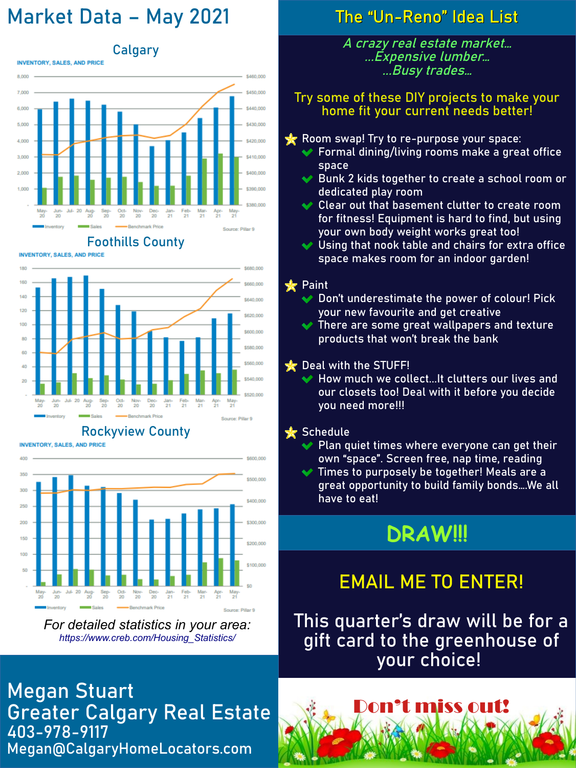# Market Data – May 2021

## Calgary

INVENTORY, SALES, AND PRICE

8,000
7,000
6,000
5,000
4,000
3,000
2,000
1,000

$460,000
$450,000
$440,000
$430,000
$420,000
$410,000
$400,000
$390,000
$380,000

May-20 Jun-20 Jul-20 Aug-20 Sep-20 Oct-20 Nov-20 Dec-20 Jan-21 Feb-21 Mar-21 Apr-21 May-21

Inventory Sales Benchmark Price

Source: Pillar 9

## Foothills County

INVENTORY, SALES, AND PRICE

180
160
140
120
100
80
60
40
20

$680,000
$660,000
$640,000
$620,000
$600,000
$580,000
$560,000
$540,000
$520,000

May-20 Jun-20 Jul-20 Aug-20 Sep-20 Oct-20 Nov-20 Dec-20 Jan-21 Feb-21 Mar-21 Apr-21 May-21

Inventory Sales Benchmark Price

Source: Pillar 9

## Rockyview County

INVENTORY, SALES, AND PRICE

400
350
300
250
200
150
100
50

$600,000
$500,000
$400,000
$300,000
$200,000
$100,000
$0

May-20 Jun-20 Jul-20 Aug-20 Sep-20 Oct-20 Nov-20 Dec-20 Jan-21 Feb-21 Mar-21 Apr-21 May-21

Inventory Sales Benchmark Price

Source: Pillar 9

*For detailed statistics in your area:*
*https://www.creb.com/Housing_Statistics/*

**Megan Stuart**
**Greater Calgary Real Estate**
403-978-9117
Megan@CalgaryHomeLocators.com

# The "Un-Reno" Idea List

*A crazy real estate market…*
*…Expensive lumber…*
*…Busy trades…*

Try some of these DIY projects to make your home fit your current needs better!

- Room swap! Try to re-purpose your space:
  - Formal dining/living rooms make a great office space
  - Bunk 2 kids together to create a school room or dedicated play room
  - Clear out that basement clutter to create room for fitness! Equipment is hard to find, but using your own body weight works great too!
  - Using that nook table and chairs for extra office space makes room for an indoor garden!
- Paint
  - Don't underestimate the power of colour! Pick your new favourite and get creative
  - There are some great wallpapers and texture products that won't break the bank
- Deal with the STUFF!
  - How much we collect…It clutters our lives and our closets too! Deal with it before you decide you need more!!!
- Schedule
  - Plan quiet times where everyone can get their own "space". Screen free, nap time, reading
  - Times to purposely be together! Meals are a great opportunity to build family bonds….We all have to eat!

# DRAW!!!

## EMAIL ME TO ENTER!

This quarter's draw will be for a gift card to the greenhouse of your choice!

**Don't miss out!**